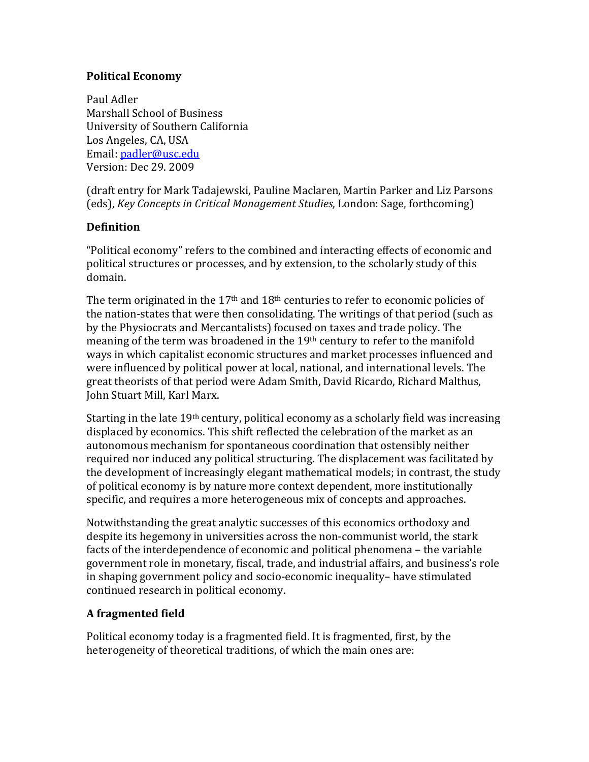**Political Economy**

Paul Adler
Marshall School of Business
University of Southern California
Los Angeles, CA, USA
Email: padler@usc.edu
Version: Dec 29. 2009

(draft entry for Mark Tadajewski, Pauline Maclaren, Martin Parker and Liz Parsons (eds), *Key Concepts in Critical Management Studies*, London: Sage, forthcoming)

**Definition**

"Political economy" refers to the combined and interacting effects of economic and political structures or processes, and by extension, to the scholarly study of this domain.

The term originated in the 17th and 18th centuries to refer to economic policies of the nation-states that were then consolidating. The writings of that period (such as by the Physiocrats and Mercantalists) focused on taxes and trade policy. The meaning of the term was broadened in the 19th century to refer to the manifold ways in which capitalist economic structures and market processes influenced and were influenced by political power at local, national, and international levels. The great theorists of that period were Adam Smith, David Ricardo, Richard Malthus, John Stuart Mill, Karl Marx.

Starting in the late 19th century, political economy as a scholarly field was increasing displaced by economics. This shift reflected the celebration of the market as an autonomous mechanism for spontaneous coordination that ostensibly neither required nor induced any political structuring. The displacement was facilitated by the development of increasingly elegant mathematical models; in contrast, the study of political economy is by nature more context dependent, more institutionally specific, and requires a more heterogeneous mix of concepts and approaches.

Notwithstanding the great analytic successes of this economics orthodoxy and despite its hegemony in universities across the non-communist world, the stark facts of the interdependence of economic and political phenomena – the variable government role in monetary, fiscal, trade, and industrial affairs, and business's role in shaping government policy and socio-economic inequality– have stimulated continued research in political economy.

**A fragmented field**

Political economy today is a fragmented field. It is fragmented, first, by the heterogeneity of theoretical traditions, of which the main ones are: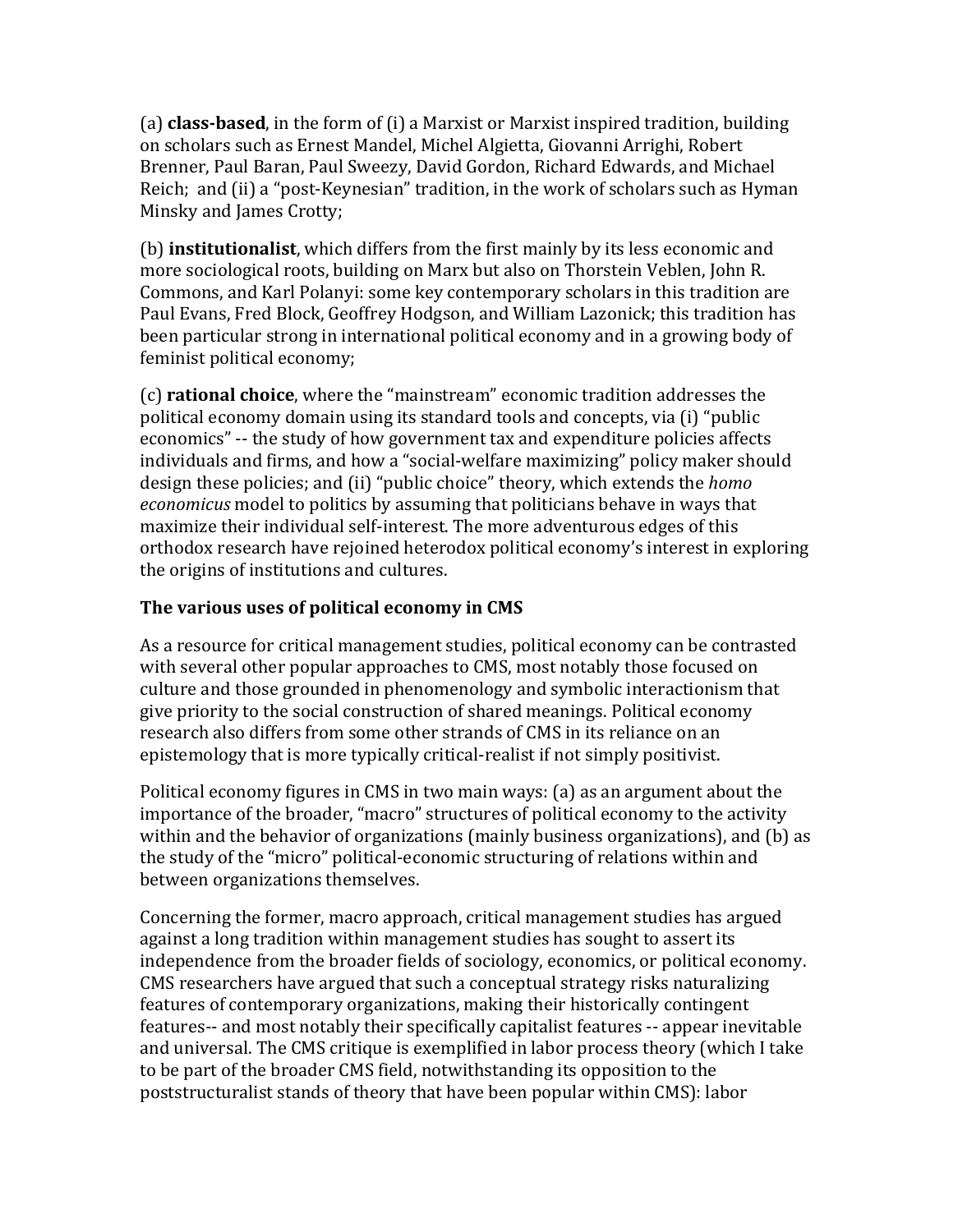(a) **class-based**, in the form of (i) a Marxist or Marxist inspired tradition, building on scholars such as Ernest Mandel, Michel Algietta, Giovanni Arrighi, Robert Brenner, Paul Baran, Paul Sweezy, David Gordon, Richard Edwards, and Michael Reich; and (ii) a "post-Keynesian" tradition, in the work of scholars such as Hyman Minsky and James Crotty;

(b) **institutionalist**, which differs from the first mainly by its less economic and more sociological roots, building on Marx but also on Thorstein Veblen, John R. Commons, and Karl Polanyi: some key contemporary scholars in this tradition are Paul Evans, Fred Block, Geoffrey Hodgson, and William Lazonick; this tradition has been particular strong in international political economy and in a growing body of feminist political economy;

(c) **rational choice**, where the "mainstream" economic tradition addresses the political economy domain using its standard tools and concepts, via (i) "public economics" -- the study of how government tax and expenditure policies affects individuals and firms, and how a "social-welfare maximizing" policy maker should design these policies; and (ii) "public choice" theory, which extends the *homo economicus* model to politics by assuming that politicians behave in ways that maximize their individual self-interest. The more adventurous edges of this orthodox research have rejoined heterodox political economy's interest in exploring the origins of institutions and cultures.

**The various uses of political economy in CMS**

As a resource for critical management studies, political economy can be contrasted with several other popular approaches to CMS, most notably those focused on culture and those grounded in phenomenology and symbolic interactionism that give priority to the social construction of shared meanings. Political economy research also differs from some other strands of CMS in its reliance on an epistemology that is more typically critical-realist if not simply positivist.

Political economy figures in CMS in two main ways: (a) as an argument about the importance of the broader, "macro" structures of political economy to the activity within and the behavior of organizations (mainly business organizations), and (b) as the study of the "micro" political-economic structuring of relations within and between organizations themselves.

Concerning the former, macro approach, critical management studies has argued against a long tradition within management studies has sought to assert its independence from the broader fields of sociology, economics, or political economy. CMS researchers have argued that such a conceptual strategy risks naturalizing features of contemporary organizations, making their historically contingent features-- and most notably their specifically capitalist features -- appear inevitable and universal. The CMS critique is exemplified in labor process theory (which I take to be part of the broader CMS field, notwithstanding its opposition to the poststructuralist stands of theory that have been popular within CMS): labor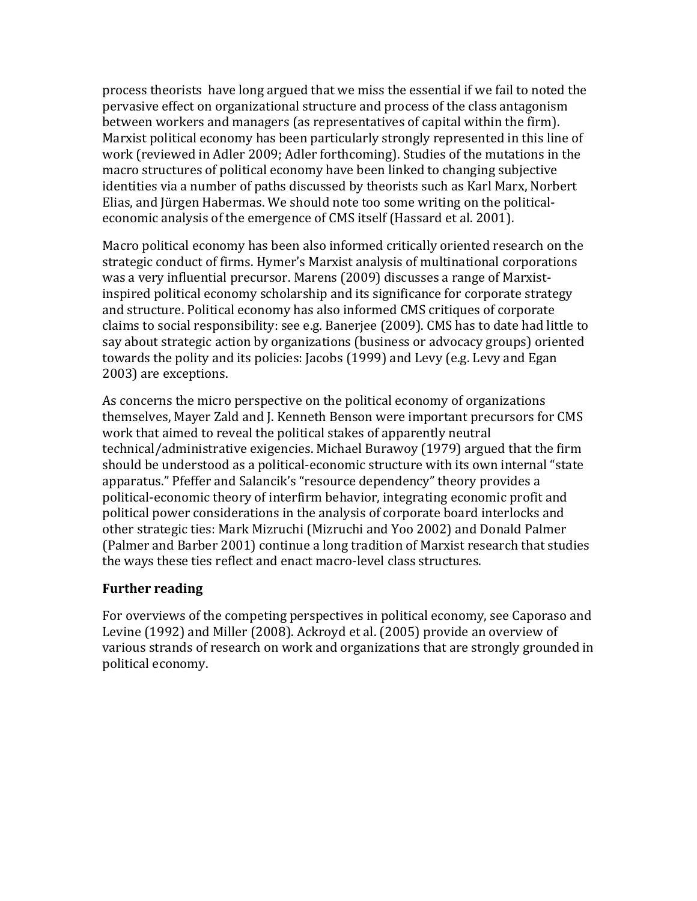process theorists  have long argued that we miss the essential if we fail to noted the pervasive effect on organizational structure and process of the class antagonism between workers and managers (as representatives of capital within the firm). Marxist political economy has been particularly strongly represented in this line of work (reviewed in Adler 2009; Adler forthcoming). Studies of the mutations in the macro structures of political economy have been linked to changing subjective identities via a number of paths discussed by theorists such as Karl Marx, Norbert Elias, and Jürgen Habermas. We should note too some writing on the political-economic analysis of the emergence of CMS itself (Hassard et al. 2001).

Macro political economy has been also informed critically oriented research on the strategic conduct of firms. Hymer's Marxist analysis of multinational corporations was a very influential precursor. Marens (2009) discusses a range of Marxist-inspired political economy scholarship and its significance for corporate strategy and structure. Political economy has also informed CMS critiques of corporate claims to social responsibility: see e.g. Banerjee (2009). CMS has to date had little to say about strategic action by organizations (business or advocacy groups) oriented towards the polity and its policies: Jacobs (1999) and Levy (e.g. Levy and Egan 2003) are exceptions.

As concerns the micro perspective on the political economy of organizations themselves, Mayer Zald and J. Kenneth Benson were important precursors for CMS work that aimed to reveal the political stakes of apparently neutral technical/administrative exigencies. Michael Burawoy (1979) argued that the firm should be understood as a political-economic structure with its own internal "state apparatus." Pfeffer and Salancik's "resource dependency" theory provides a political-economic theory of interfirm behavior, integrating economic profit and political power considerations in the analysis of corporate board interlocks and other strategic ties: Mark Mizruchi (Mizruchi and Yoo 2002) and Donald Palmer (Palmer and Barber 2001) continue a long tradition of Marxist research that studies the ways these ties reflect and enact macro-level class structures.

**Further reading**

For overviews of the competing perspectives in political economy, see Caporaso and Levine (1992) and Miller (2008). Ackroyd et al. (2005) provide an overview of various strands of research on work and organizations that are strongly grounded in political economy.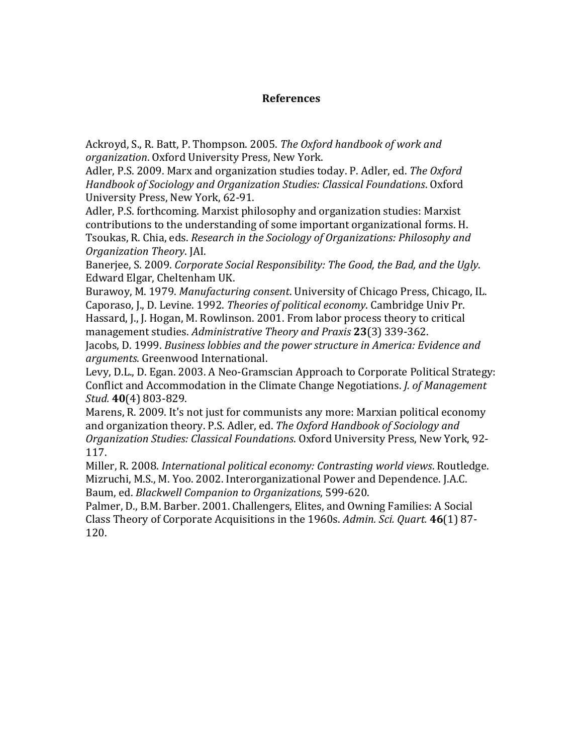## References

Ackroyd, S., R. Batt, P. Thompson. 2005. *The Oxford handbook of work and organization*. Oxford University Press, New York.

Adler, P.S. 2009. Marx and organization studies today. P. Adler, ed. *The Oxford Handbook of Sociology and Organization Studies: Classical Foundations*. Oxford University Press, New York, 62-91.

Adler, P.S. forthcoming. Marxist philosophy and organization studies: Marxist contributions to the understanding of some important organizational forms. H. Tsoukas, R. Chia, eds. *Research in the Sociology of Organizations: Philosophy and Organization Theory*. JAI.

Banerjee, S. 2009. *Corporate Social Responsibility: The Good, the Bad, and the Ugly*. Edward Elgar, Cheltenham UK.

Burawoy, M. 1979. *Manufacturing consent*. University of Chicago Press, Chicago, IL.

Caporaso, J., D. Levine. 1992. *Theories of political economy*. Cambridge Univ Pr.

Hassard, J., J. Hogan, M. Rowlinson. 2001. From labor process theory to critical management studies. *Administrative Theory and Praxis* **23**(3) 339-362.

Jacobs, D. 1999. *Business lobbies and the power structure in America: Evidence and arguments*. Greenwood International.

Levy, D.L., D. Egan. 2003. A Neo-Gramscian Approach to Corporate Political Strategy: Conflict and Accommodation in the Climate Change Negotiations. *J. of Management Stud.* **40**(4) 803-829.

Marens, R. 2009. It's not just for communists any more: Marxian political economy and organization theory. P.S. Adler, ed. *The Oxford Handbook of Sociology and Organization Studies: Classical Foundations*. Oxford University Press, New York, 92-117.

Miller, R. 2008. *International political economy: Contrasting world views*. Routledge.

Mizruchi, M.S., M. Yoo. 2002. Interorganizational Power and Dependence. J.A.C. Baum, ed. *Blackwell Companion to Organizations*, 599-620.

Palmer, D., B.M. Barber. 2001. Challengers, Elites, and Owning Families: A Social Class Theory of Corporate Acquisitions in the 1960s. *Admin. Sci. Quart.* **46**(1) 87-120.